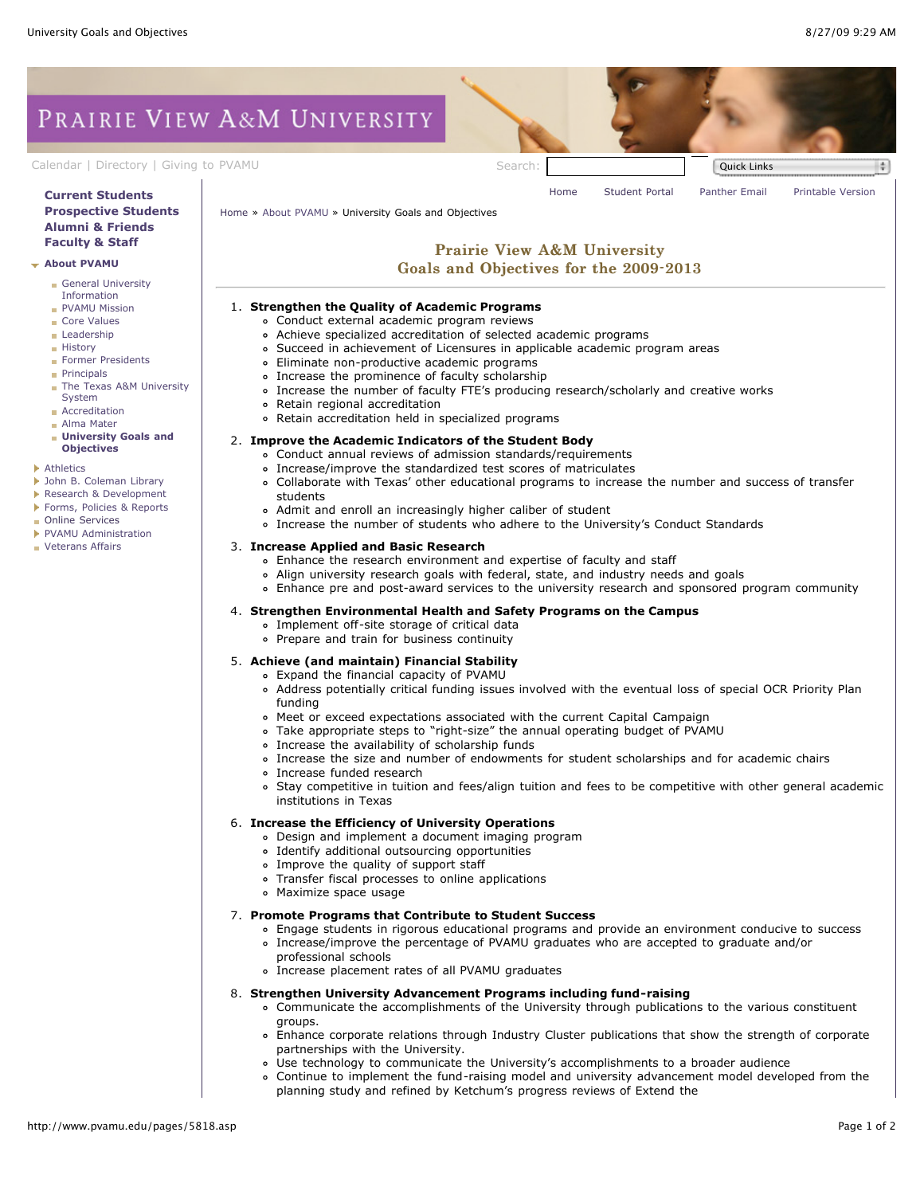# Prairie View A&M University

Calendar | Directory | Giving to PVAMU

Search:

Quick Links

- **Current Students**
- **Prospective Students**
- **Alumni & Friends**
- **Faculty & Staff**
- **About PVAMU**
  - General University Information
  - PVAMU Mission
  - Core Values
  - Leadership
  - History
  - Former Presidents
  - Principals
  - The Texas A&M University System
  - Accreditation
  - Alma Mater
  - **University Goals and Objectives**
- Athletics
- John B. Coleman Library
- Research & Development
- Forms, Policies & Reports
- Online Services
- PVAMU Administration
- Veterans Affairs

Home | Student Portal | Panther Email | Printable Version

Home » About PVAMU » University Goals and Objectives

## Prairie View A&M University
## Goals and Objectives for the 2009-2013

1. **Strengthen the Quality of Academic Programs**
   - Conduct external academic program reviews
   - Achieve specialized accreditation of selected academic programs
   - Succeed in achievement of Licensures in applicable academic program areas
   - Eliminate non-productive academic programs
   - Increase the prominence of faculty scholarship
   - Increase the number of faculty FTE's producing research/scholarly and creative works
   - Retain regional accreditation
   - Retain accreditation held in specialized programs
2. **Improve the Academic Indicators of the Student Body**
   - Conduct annual reviews of admission standards/requirements
   - Increase/improve the standardized test scores of matriculates
   - Collaborate with Texas' other educational programs to increase the number and success of transfer students
   - Admit and enroll an increasingly higher caliber of student
   - Increase the number of students who adhere to the University's Conduct Standards
3. **Increase Applied and Basic Research**
   - Enhance the research environment and expertise of faculty and staff
   - Align university research goals with federal, state, and industry needs and goals
   - Enhance pre and post-award services to the university research and sponsored program community
4. **Strengthen Environmental Health and Safety Programs on the Campus**
   - Implement off-site storage of critical data
   - Prepare and train for business continuity
5. **Achieve (and maintain) Financial Stability**
   - Expand the financial capacity of PVAMU
   - Address potentially critical funding issues involved with the eventual loss of special OCR Priority Plan funding
   - Meet or exceed expectations associated with the current Capital Campaign
   - Take appropriate steps to "right-size" the annual operating budget of PVAMU
   - Increase the availability of scholarship funds
   - Increase the size and number of endowments for student scholarships and for academic chairs
   - Increase funded research
   - Stay competitive in tuition and fees/align tuition and fees to be competitive with other general academic institutions in Texas
6. **Increase the Efficiency of University Operations**
   - Design and implement a document imaging program
   - Identify additional outsourcing opportunities
   - Improve the quality of support staff
   - Transfer fiscal processes to online applications
   - Maximize space usage
7. **Promote Programs that Contribute to Student Success**
   - Engage students in rigorous educational programs and provide an environment conducive to success
   - Increase/improve the percentage of PVAMU graduates who are accepted to graduate and/or professional schools
   - Increase placement rates of all PVAMU graduates
8. **Strengthen University Advancement Programs including fund-raising**
   - Communicate the accomplishments of the University through publications to the various constituent groups.
   - Enhance corporate relations through Industry Cluster publications that show the strength of corporate partnerships with the University.
   - Use technology to communicate the University's accomplishments to a broader audience
   - Continue to implement the fund-raising model and university advancement model developed from the planning study and refined by Ketchum's progress reviews of Extend the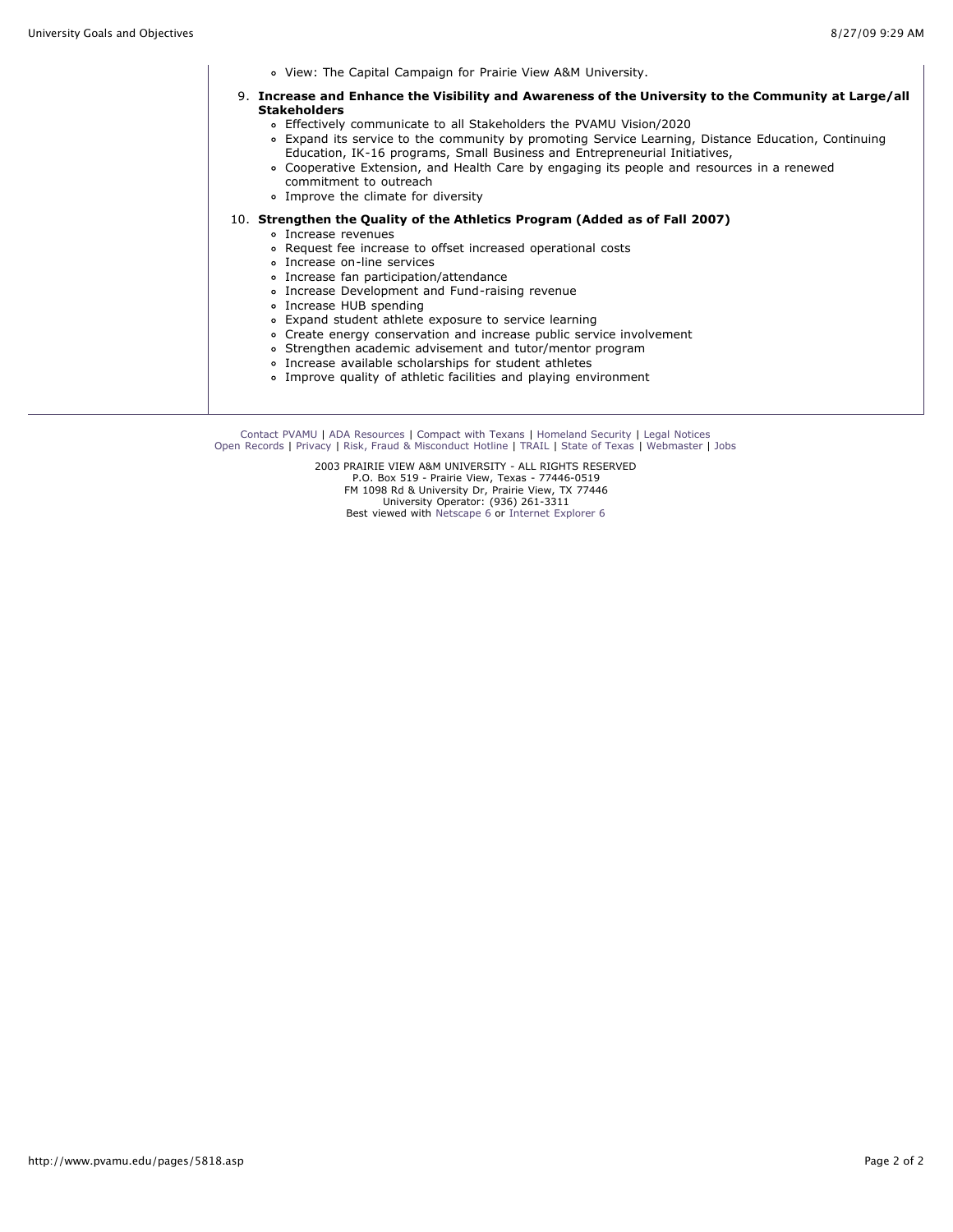- View: The Capital Campaign for Prairie View A&M University.

9. **Increase and Enhance the Visibility and Awareness of the University to the Community at Large/all Stakeholders**
   - Effectively communicate to all Stakeholders the PVAMU Vision/2020
   - Expand its service to the community by promoting Service Learning, Distance Education, Continuing Education, IK-16 programs, Small Business and Entrepreneurial Initiatives,
   - Cooperative Extension, and Health Care by engaging its people and resources in a renewed commitment to outreach
   - Improve the climate for diversity

10. **Strengthen the Quality of the Athletics Program (Added as of Fall 2007)**
    - Increase revenues
    - Request fee increase to offset increased operational costs
    - Increase on-line services
    - Increase fan participation/attendance
    - Increase Development and Fund-raising revenue
    - Increase HUB spending
    - Expand student athlete exposure to service learning
    - Create energy conservation and increase public service involvement
    - Strengthen academic advisement and tutor/mentor program
    - Increase available scholarships for student athletes
    - Improve quality of athletic facilities and playing environment

Contact PVAMU | ADA Resources | Compact with Texans | Homeland Security | Legal Notices
Open Records | Privacy | Risk, Fraud & Misconduct Hotline | TRAIL | State of Texas | Webmaster | Jobs

2003 PRAIRIE VIEW A&M UNIVERSITY - ALL RIGHTS RESERVED
P.O. Box 519 - Prairie View, Texas - 77446-0519
FM 1098 Rd & University Dr, Prairie View, TX 77446
University Operator: (936) 261-3311
Best viewed with Netscape 6 or Internet Explorer 6